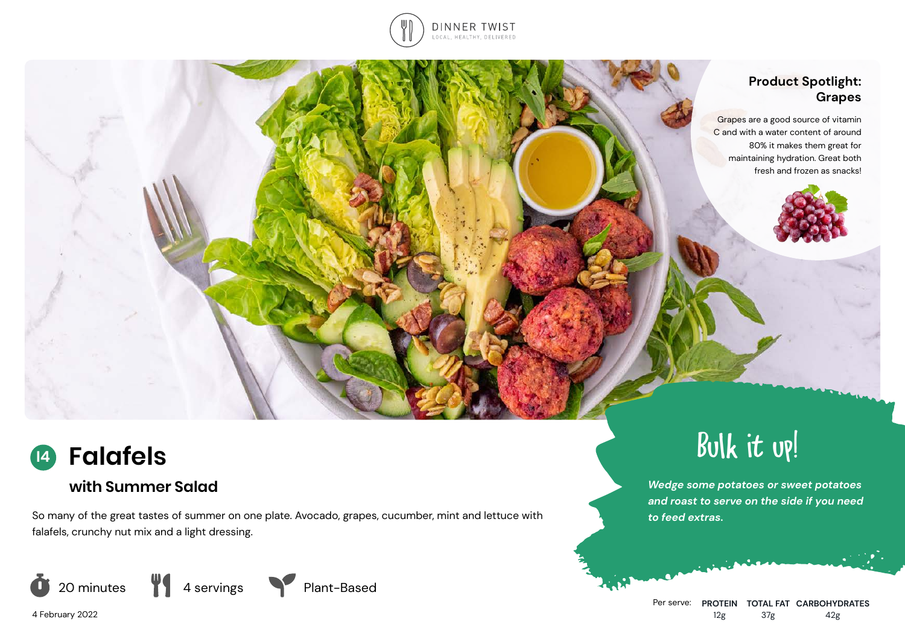DINNER TWIST

LOCAL, HEALTHY, DELIVERED

## Product Spotlight: Grapes

Grapes are a good source of vitamin C and with a water content of around 80% it makes them great for maintaining hydration. Great both fresh and frozen as snacks!

# 14 Falafels

## with Summer Salad

So many of the great tastes of summer on one plate. Avocado, grapes, cucumber, mint and lettuce with falafels, crunchy nut mix and a light dressing.

20 minutes | 4 servings | Plant-Based

4 February 2022

## Bulk it up!

***Wedge some potatoes or sweet potatoes and roast to serve on the side if you need to feed extras.***

| Per serve: | PROTEIN | TOTAL FAT | CARBOHYDRATES |
| --- | --- | --- | --- |
| | 12g | 37g | 42g |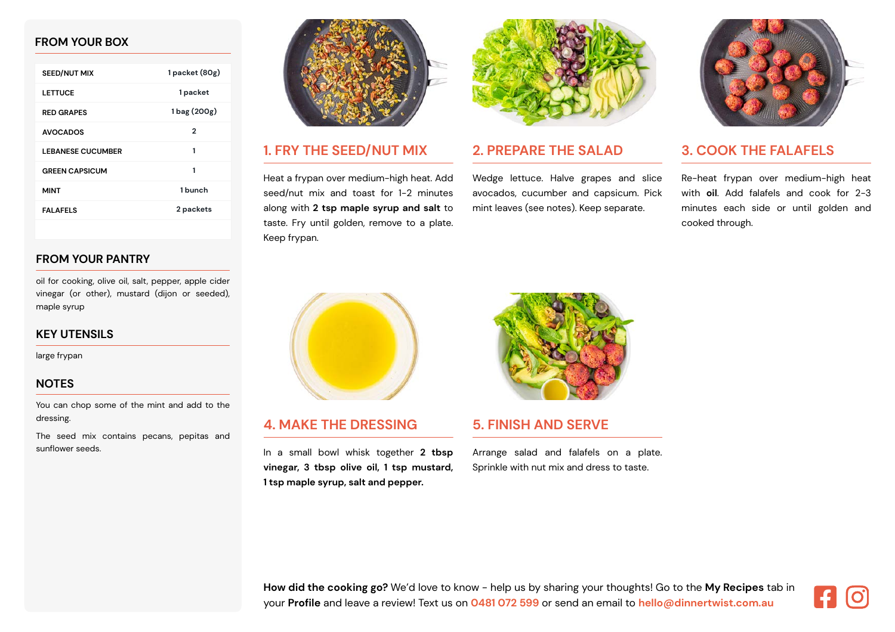## FROM YOUR BOX

| | |
|---|---|
| SEED/NUT MIX | 1 packet (80g) |
| LETTUCE | 1 packet |
| RED GRAPES | 1 bag (200g) |
| AVOCADOS | 2 |
| LEBANESE CUCUMBER | 1 |
| GREEN CAPSICUM | 1 |
| MINT | 1 bunch |
| FALAFELS | 2 packets |

## FROM YOUR PANTRY

oil for cooking, olive oil, salt, pepper, apple cider vinegar (or other), mustard (dijon or seeded), maple syrup

## KEY UTENSILS

large frypan

## NOTES

You can chop some of the mint and add to the dressing.

The seed mix contains pecans, pepitas and sunflower seeds.

## 1. FRY THE SEED/NUT MIX

Heat a frypan over medium-high heat. Add seed/nut mix and toast for 1-2 minutes along with **2 tsp maple syrup and salt** to taste. Fry until golden, remove to a plate. Keep frypan.

## 2. PREPARE THE SALAD

Wedge lettuce. Halve grapes and slice avocados, cucumber and capsicum. Pick mint leaves (see notes). Keep separate.

## 3. COOK THE FALAFELS

Re-heat frypan over medium-high heat with **oil**. Add falafels and cook for 2-3 minutes each side or until golden and cooked through.

## 4. MAKE THE DRESSING

In a small bowl whisk together **2 tbsp vinegar, 3 tbsp olive oil, 1 tsp mustard, 1 tsp maple syrup, salt and pepper.**

## 5. FINISH AND SERVE

Arrange salad and falafels on a plate. Sprinkle with nut mix and dress to taste.

**How did the cooking go?** We'd love to know - help us by sharing your thoughts! Go to the **My Recipes** tab in your **Profile** and leave a review! Text us on 0481 072 599 or send an email to hello@dinnertwist.com.au